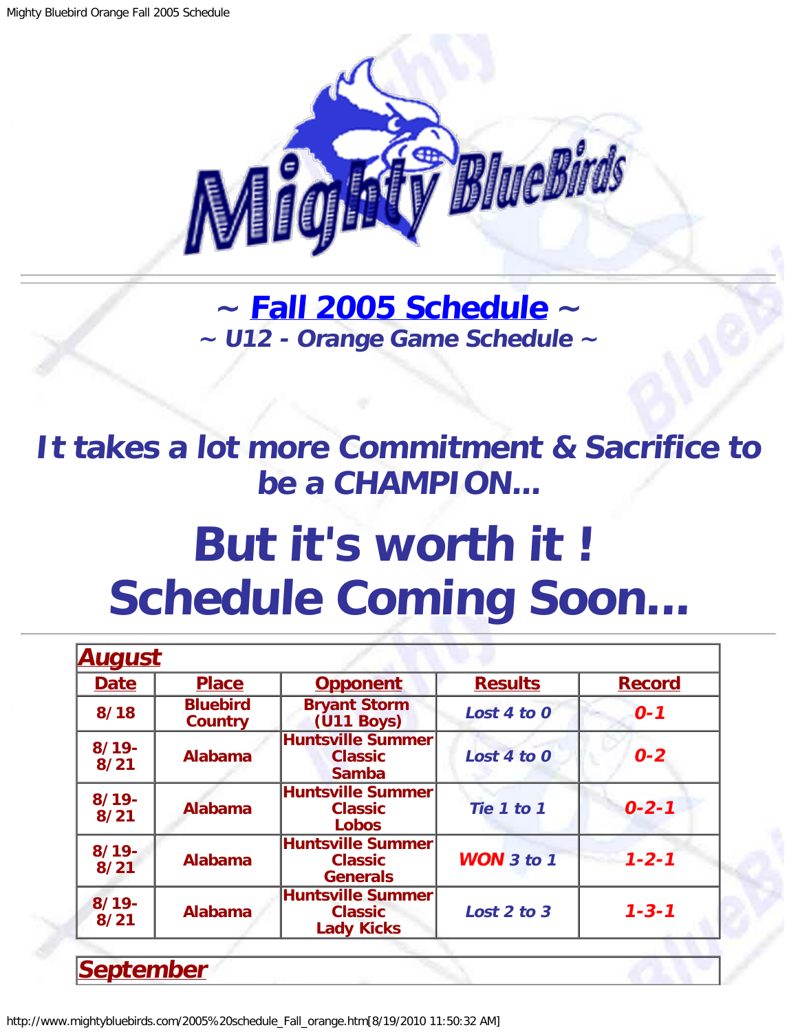# ~ Fall 2005 Schedule ~

## ~ U12 - Orange Game Schedule ~

## *It takes a lot more Commitment & Sacrifice to be a CHAMPION...*

# But it's worth it !
# Schedule Coming Soon...

| August | | | | |
|---|---|---|---|---|
| **Date** | **Place** | **Opponent** | **Results** | **Record** |
| 8/18 | Bluebird Country | Bryant Storm (U11 Boys) | *Lost 4 to 0* | *0-1* |
| 8/19-8/21 | Alabama | Huntsville Summer Classic Samba | *Lost 4 to 0* | *0-2* |
| 8/19-8/21 | Alabama | Huntsville Summer Classic Lobos | *Tie 1 to 1* | *0-2-1* |
| 8/19-8/21 | Alabama | Huntsville Summer Classic Generals | *WON 3 to 1* | *1-2-1* |
| 8/19-8/21 | Alabama | Huntsville Summer Classic Lady Kicks | *Lost 2 to 3* | *1-3-1* |

| September |
|---|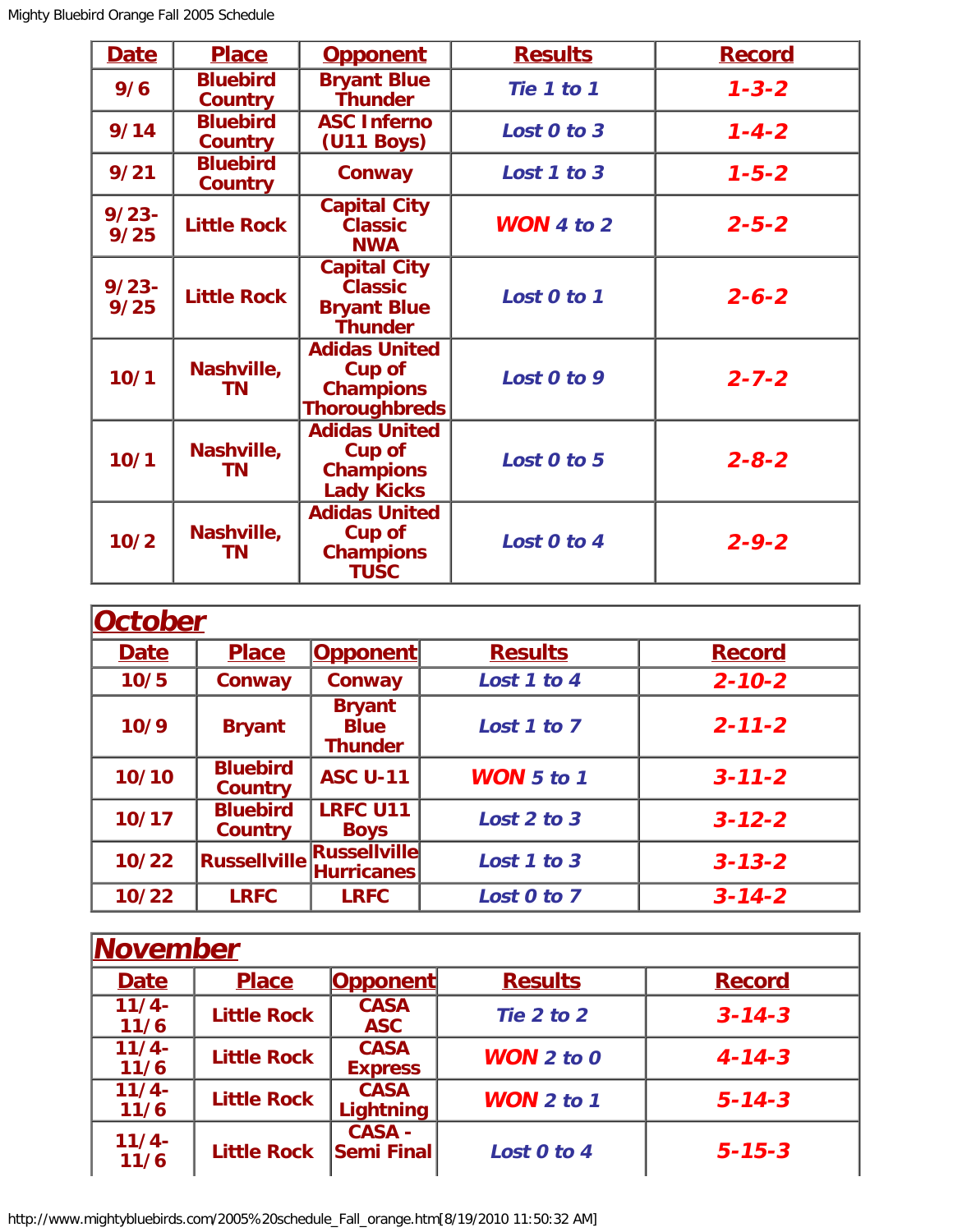| Date | Place | Opponent | Results | Record |
| --- | --- | --- | --- | --- |
| 9/6 | Bluebird Country | Bryant Blue Thunder | Tie 1 to 1 | 1-3-2 |
| 9/14 | Bluebird Country | ASC Inferno (U11 Boys) | Lost 0 to 3 | 1-4-2 |
| 9/21 | Bluebird Country | Conway | Lost 1 to 3 | 1-5-2 |
| 9/23-9/25 | Little Rock | Capital City Classic NWA | **WON** 4 to 2 | 2-5-2 |
| 9/23-9/25 | Little Rock | Capital City Classic Bryant Blue Thunder | Lost 0 to 1 | 2-6-2 |
| 10/1 | Nashville, TN | Adidas United Cup of Champions Thoroughbreds | Lost 0 to 9 | 2-7-2 |
| 10/1 | Nashville, TN | Adidas United Cup of Champions Lady Kicks | Lost 0 to 5 | 2-8-2 |
| 10/2 | Nashville, TN | Adidas United Cup of Champions TUSC | Lost 0 to 4 | 2-9-2 |

## October

| Date | Place | Opponent | Results | Record |
| --- | --- | --- | --- | --- |
| 10/5 | Conway | Conway | Lost 1 to 4 | 2-10-2 |
| 10/9 | Bryant | Bryant Blue Thunder | Lost 1 to 7 | 2-11-2 |
| 10/10 | Bluebird Country | ASC U-11 | **WON** 5 to 1 | 3-11-2 |
| 10/17 | Bluebird Country | LRFC U11 Boys | Lost 2 to 3 | 3-12-2 |
| 10/22 | Russellville | Russellville Hurricanes | Lost 1 to 3 | 3-13-2 |
| 10/22 | LRFC | LRFC | Lost 0 to 7 | 3-14-2 |

## November

| Date | Place | Opponent | Results | Record |
| --- | --- | --- | --- | --- |
| 11/4-11/6 | Little Rock | CASA ASC | Tie 2 to 2 | 3-14-3 |
| 11/4-11/6 | Little Rock | CASA Express | **WON** 2 to 0 | 4-14-3 |
| 11/4-11/6 | Little Rock | CASA Lightning | **WON** 2 to 1 | 5-14-3 |
| 11/4-11/6 | Little Rock | CASA - Semi Final | Lost 0 to 4 | 5-15-3 |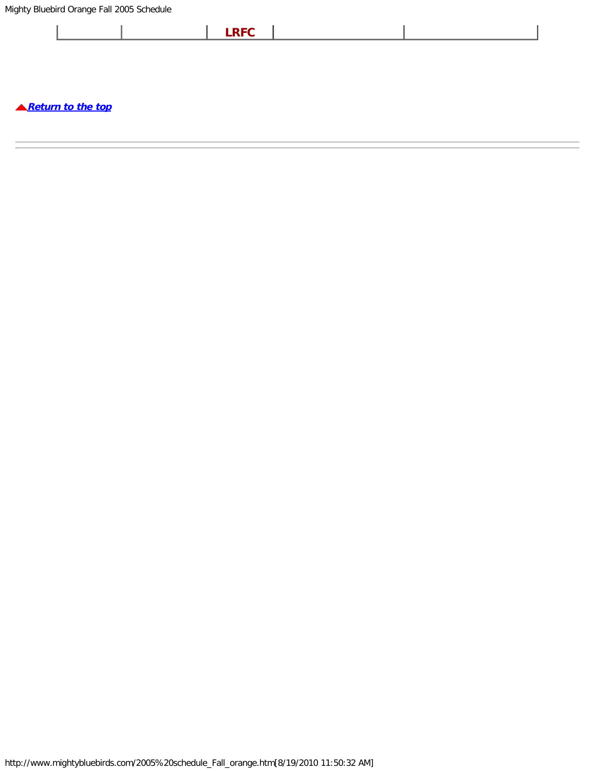| | | | | |
|---|---|---|---|---|
| | | **LRFC** | | |

***Return to the top***

---